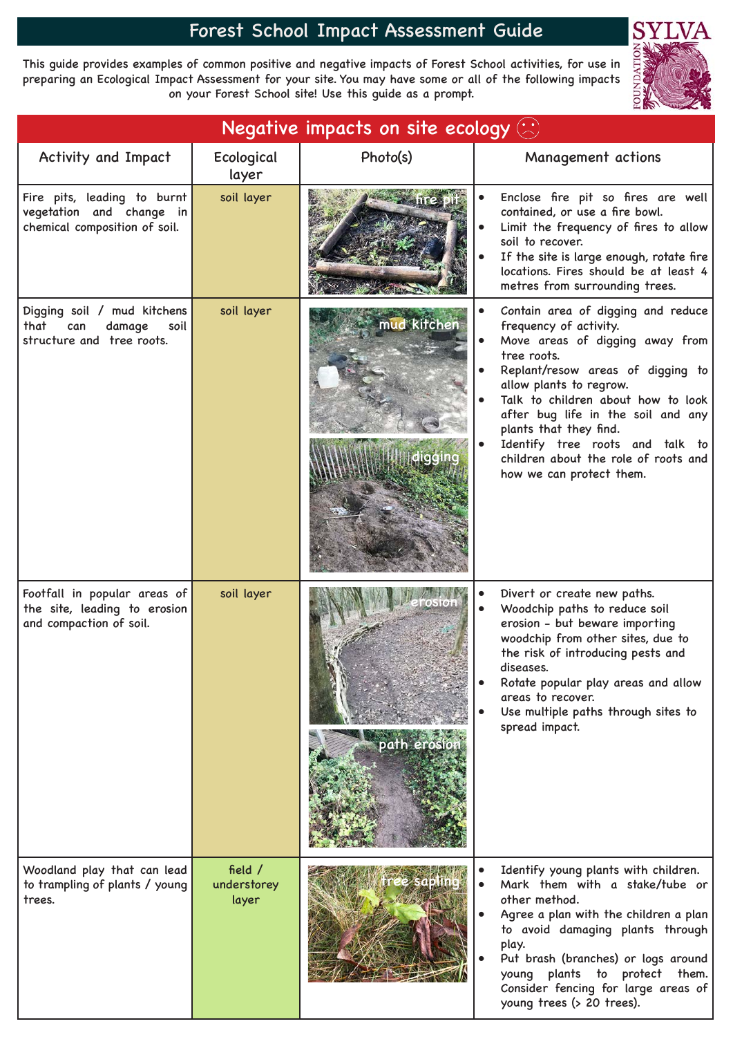# Forest School Impact Assessment Guide

This guide provides examples of common positive and negative impacts of Forest School activities, for use in preparing an Ecological Impact Assessment for your site. You may have some or all of the following impacts on your Forest School site! Use this guide as a prompt.

SYLVA FOUNDATION

## Negative impacts on site ecology ☹

| Activity and Impact | Ecological layer | Photo(s) | Management actions |
|---|---|---|---|
| Fire pits, leading to burnt vegetation and change in chemical composition of soil. | soil layer | fire pit | • Enclose fire pit so fires are well contained, or use a fire bowl.<br>• Limit the frequency of fires to allow soil to recover.<br>• If the site is large enough, rotate fire locations. Fires should be at least 4 metres from surrounding trees. |
| Digging soil / mud kitchens that can damage soil structure and tree roots. | soil layer | mud kitchen<br>digging | • Contain area of digging and reduce frequency of activity.<br>• Move areas of digging away from tree roots.<br>• Replant/resow areas of digging to allow plants to regrow.<br>• Talk to children about how to look after bug life in the soil and any plants that they find.<br>• Identify tree roots and talk to children about the role of roots and how we can protect them. |
| Footfall in popular areas of the site, leading to erosion and compaction of soil. | soil layer | erosion<br>path erosion | • Divert or create new paths.<br>• Woodchip paths to reduce soil erosion - but beware importing woodchip from other sites, due to the risk of introducing pests and diseases.<br>• Rotate popular play areas and allow areas to recover.<br>• Use multiple paths through sites to spread impact. |
| Woodland play that can lead to trampling of plants / young trees. | field / understorey layer | tree sapling | • Identify young plants with children.<br>• Mark them with a stake/tube or other method.<br>• Agree a plan with the children a plan to avoid damaging plants through play.<br>• Put brash (branches) or logs around young plants to protect them. Consider fencing for large areas of young trees (> 20 trees). |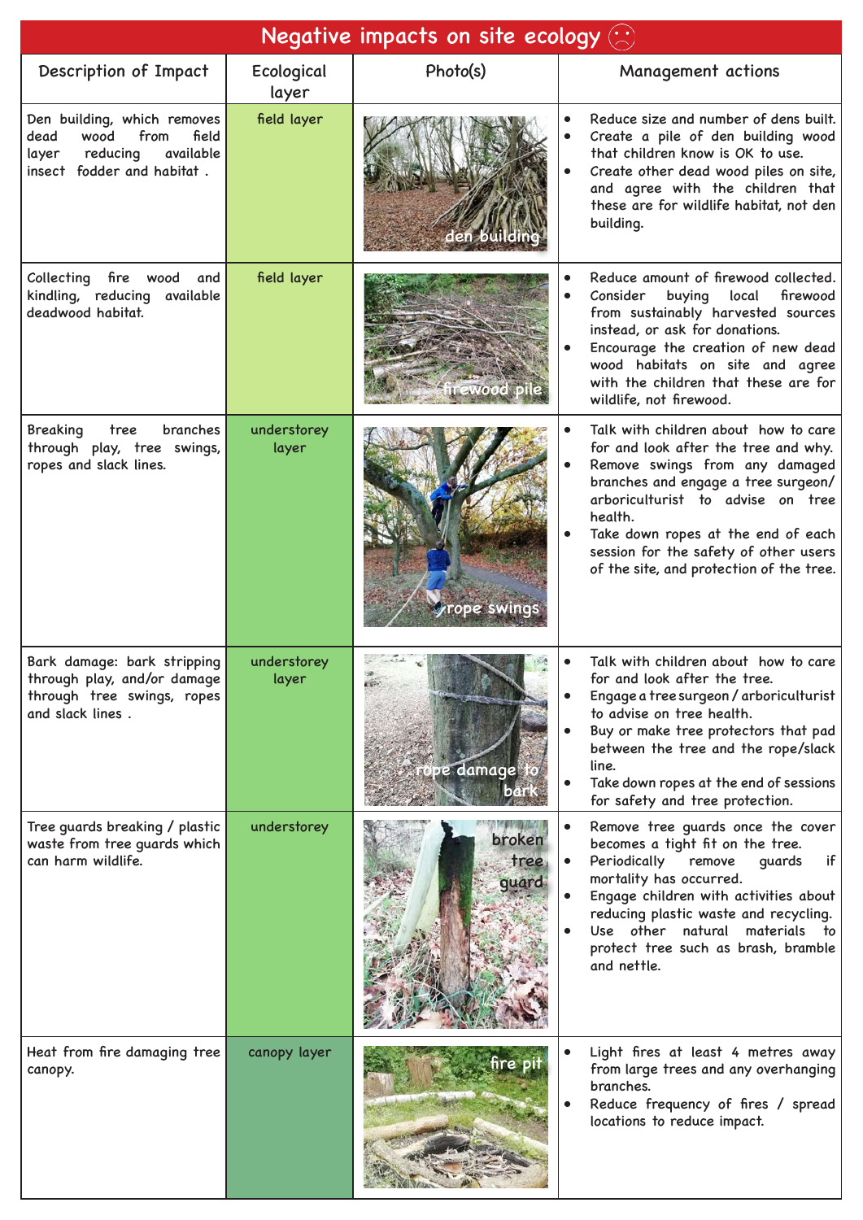# Negative impacts on site ecology ☹

| Description of Impact | Ecological layer | Photo(s) | Management actions |
|---|---|---|---|
| Den building, which removes dead wood from field layer reducing available insect fodder and habitat . | field layer | den building | • Reduce size and number of dens built.<br>• Create a pile of den building wood that children know is OK to use.<br>• Create other dead wood piles on site, and agree with the children that these are for wildlife habitat, not den building. |
| Collecting fire wood and kindling, reducing available deadwood habitat. | field layer | firewood pile | • Reduce amount of firewood collected.<br>• Consider buying local firewood from sustainably harvested sources instead, or ask for donations.<br>• Encourage the creation of new dead wood habitats on site and agree with the children that these are for wildlife, not firewood. |
| Breaking tree branches through play, tree swings, ropes and slack lines. | understorey layer | rope swings | • Talk with children about how to care for and look after the tree and why.<br>• Remove swings from any damaged branches and engage a tree surgeon/ arboriculturist to advise on tree health.<br>• Take down ropes at the end of each session for the safety of other users of the site, and protection of the tree. |
| Bark damage: bark stripping through play, and/or damage through tree swings, ropes and slack lines . | understorey layer | rope damage to bark | • Talk with children about how to care for and look after the tree.<br>• Engage a tree surgeon / arboriculturist to advise on tree health.<br>• Buy or make tree protectors that pad between the tree and the rope/slack line.<br>• Take down ropes at the end of sessions for safety and tree protection. |
| Tree guards breaking / plastic waste from tree guards which can harm wildlife. | understorey | broken tree guard | • Remove tree guards once the cover becomes a tight fit on the tree.<br>• Periodically remove guards if mortality has occurred.<br>• Engage children with activities about reducing plastic waste and recycling.<br>• Use other natural materials to protect tree such as brash, bramble and nettle. |
| Heat from fire damaging tree canopy. | canopy layer | fire pit | • Light fires at least 4 metres away from large trees and any overhanging branches.<br>• Reduce frequency of fires / spread locations to reduce impact. |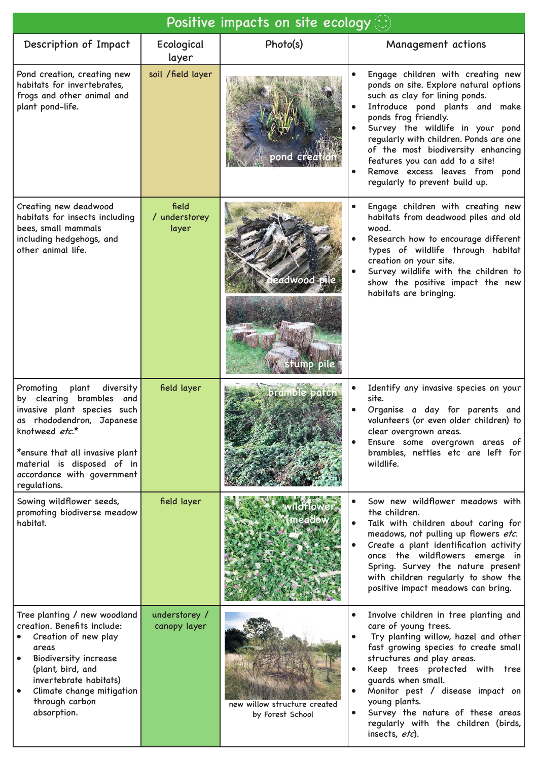# Positive impacts on site ecology ☺

| Description of Impact | Ecological layer | Photo(s) | Management actions |
|---|---|---|---|
| Pond creation, creating new habitats for invertebrates, frogs and other animal and plant pond-life. | soil /field layer | pond creation | • Engage children with creating new ponds on site. Explore natural options such as clay for lining ponds.<br>• Introduce pond plants and make ponds frog friendly.<br>• Survey the wildlife in your pond regularly with children. Ponds are one of the most biodiversity enhancing features you can add to a site!<br>• Remove excess leaves from pond regularly to prevent build up. |
| Creating new deadwood habitats for insects including bees, small mammals including hedgehogs, and other animal life. | field / understorey layer | deadwood pile<br>stump pile | • Engage children with creating new habitats from deadwood piles and old wood.<br>• Research how to encourage different types of wildlife through habitat creation on your site.<br>• Survey wildlife with the children to show the positive impact the new habitats are bringing. |
| Promoting plant diversity by clearing brambles and invasive plant species such as rhododendron, Japanese knotweed *etc.*\*<br><br>\*ensure that all invasive plant material is disposed of in accordance with government regulations. | field layer | bramble patch | • Identify any invasive species on your site.<br>• Organise a day for parents and volunteers (or even older children) to clear overgrown areas.<br>• Ensure some overgrown areas of brambles, nettles etc are left for wildlife. |
| Sowing wildflower seeds, promoting biodiverse meadow habitat. | field layer | wildflower meadow | • Sow new wildflower meadows with the children.<br>• Talk with children about caring for meadows, not pulling up flowers *etc.*<br>• Create a plant identification activity once the wildflowers emerge in Spring. Survey the nature present with children regularly to show the positive impact meadows can bring. |
| Tree planting / new woodland creation. Benefits include:<br>• Creation of new play areas<br>• Biodiversity increase (plant, bird, and invertebrate habitats)<br>• Climate change mitigation through carbon absorption. | understorey / canopy layer | new willow structure created by Forest School | • Involve children in tree planting and care of young trees.<br>• Try planting willow, hazel and other fast growing species to create small structures and play areas.<br>• Keep trees protected with tree guards when small.<br>• Monitor pest / disease impact on young plants.<br>• Survey the nature of these areas regularly with the children (birds, insects, *etc*). |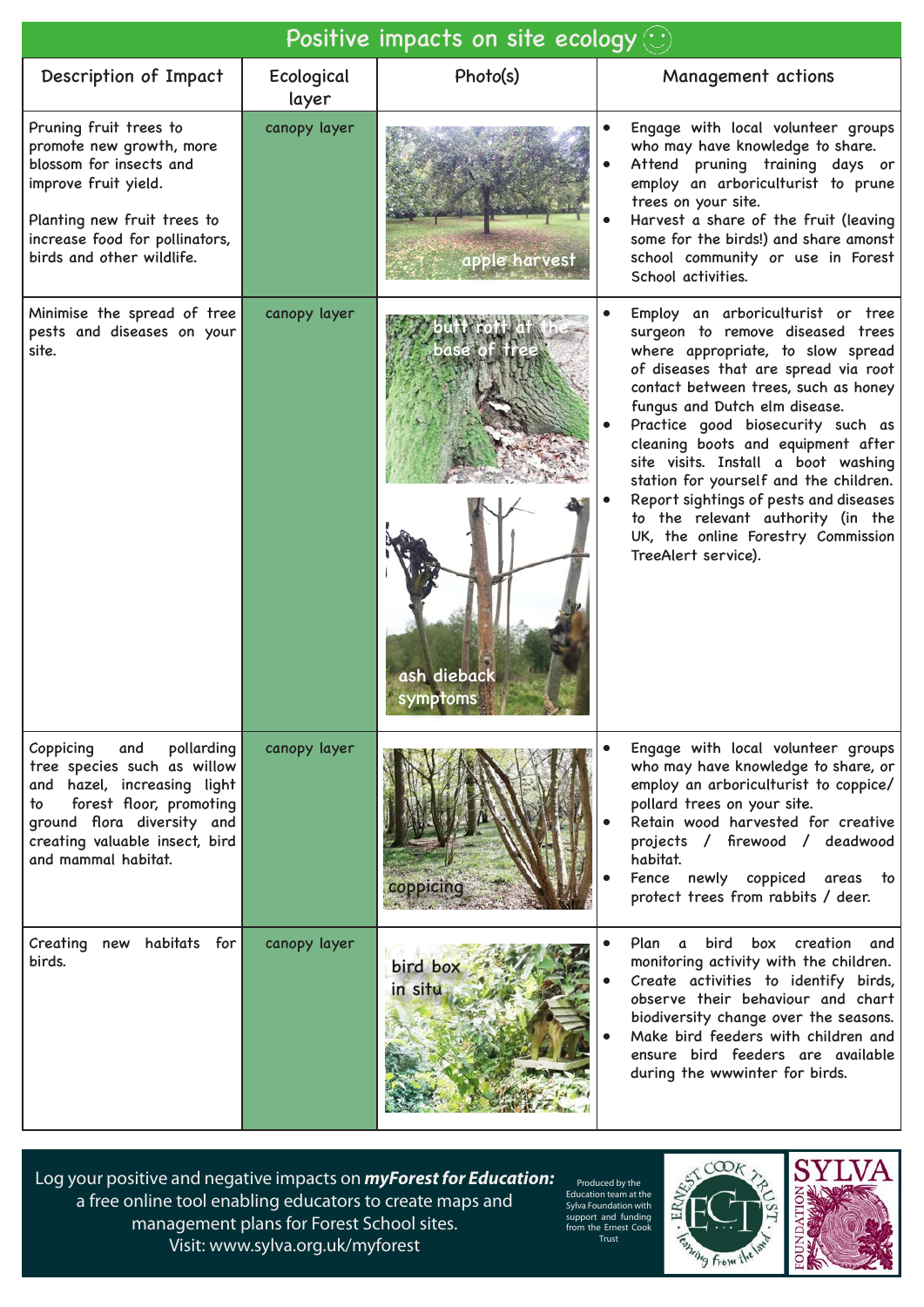## Positive impacts on site ecology ☺

| Description of Impact | Ecological layer | Photo(s) | Management actions |
|---|---|---|---|
| Pruning fruit trees to promote new growth, more blossom for insects and improve fruit yield.<br><br>Planting new fruit trees to increase food for pollinators, birds and other wildlife. | canopy layer | apple harvest | • Engage with local volunteer groups who may have knowledge to share.<br>• Attend pruning training days or employ an arboriculturist to prune trees on your site.<br>• Harvest a share of the fruit (leaving some for the birds!) and share amonst school community or use in Forest School activities. |
| Minimise the spread of tree pests and diseases on your site. | canopy layer | butt rott at the base of tree<br><br>ash dieback symptoms | • Employ an arboriculturist or tree surgeon to remove diseased trees where appropriate, to slow spread of diseases that are spread via root contact between trees, such as honey fungus and Dutch elm disease.<br>• Practice good biosecurity such as cleaning boots and equipment after site visits. Install a boot washing station for yourself and the children.<br>• Report sightings of pests and diseases to the relevant authority (in the UK, the online Forestry Commission TreeAlert service). |
| Coppicing and pollarding tree species such as willow and hazel, increasing light to forest floor, promoting ground flora diversity and creating valuable insect, bird and mammal habitat. | canopy layer | coppicing | • Engage with local volunteer groups who may have knowledge to share, or employ an arboriculturist to coppice/pollard trees on your site.<br>• Retain wood harvested for creative projects / firewood / deadwood habitat.<br>• Fence newly coppiced areas to protect trees from rabbits / deer. |
| Creating new habitats for birds. | canopy layer | bird box in situ | • Plan a bird box creation and monitoring activity with the children.<br>• Create activities to identify birds, observe their behaviour and chart biodiversity change over the seasons.<br>• Make bird feeders with children and ensure bird feeders are available during the wwwinter for birds. |

Log your positive and negative impacts on ***myForest for Education:*** a free online tool enabling educators to create maps and management plans for Forest School sites. Visit: www.sylva.org.uk/myforest

Produced by the Education team at the Sylva Foundation with support and funding from the Ernest Cook Trust

ERNEST COOK TRUST · learning from the land

SYLVA FOUNDATION